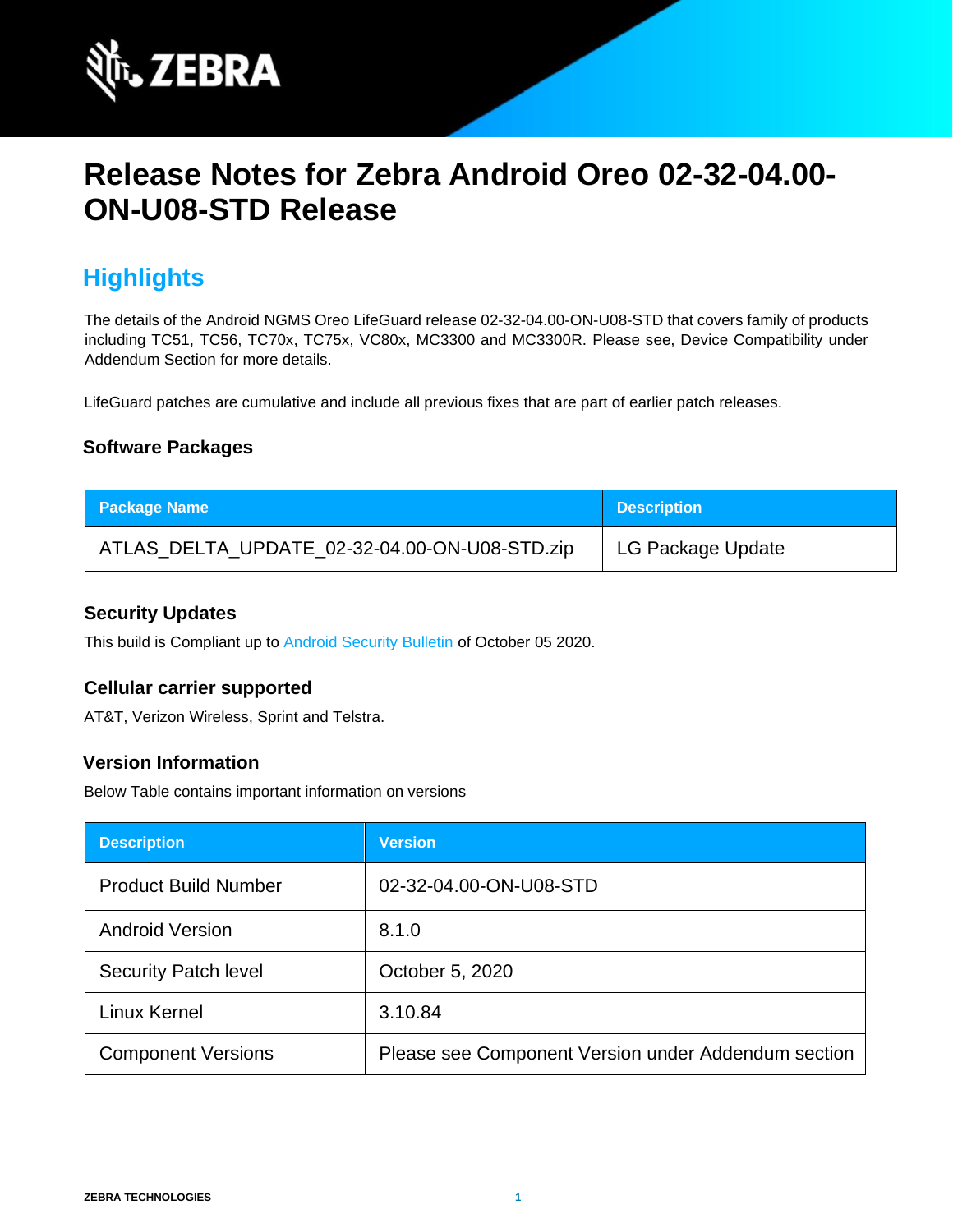# Release Notes for Zebra Android Oreo 02-32-04.00-ON-U08-STD Release

## Highlights

The details of the Android NGMS Oreo LifeGuard release 02-32-04.00-ON-U08-STD that covers family of products including TC51, TC56, TC70x, TC75x, VC80x, MC3300 and MC3300R. Please see, Device Compatibility under Addendum Section for more details.

LifeGuard patches are cumulative and include all previous fixes that are part of earlier patch releases.

### Software Packages

| Package Name | Description |
| --- | --- |
| ATLAS_DELTA_UPDATE_02-32-04.00-ON-U08-STD.zip | LG Package Update |

### Security Updates

This build is Compliant up to Android Security Bulletin of October 05 2020.

### Cellular carrier supported

AT&T, Verizon Wireless, Sprint and Telstra.

### Version Information

Below Table contains important information on versions

| Description | Version |
| --- | --- |
| Product Build Number | 02-32-04.00-ON-U08-STD |
| Android Version | 8.1.0 |
| Security Patch level | October 5, 2020 |
| Linux Kernel | 3.10.84 |
| Component Versions | Please see Component Version under Addendum section |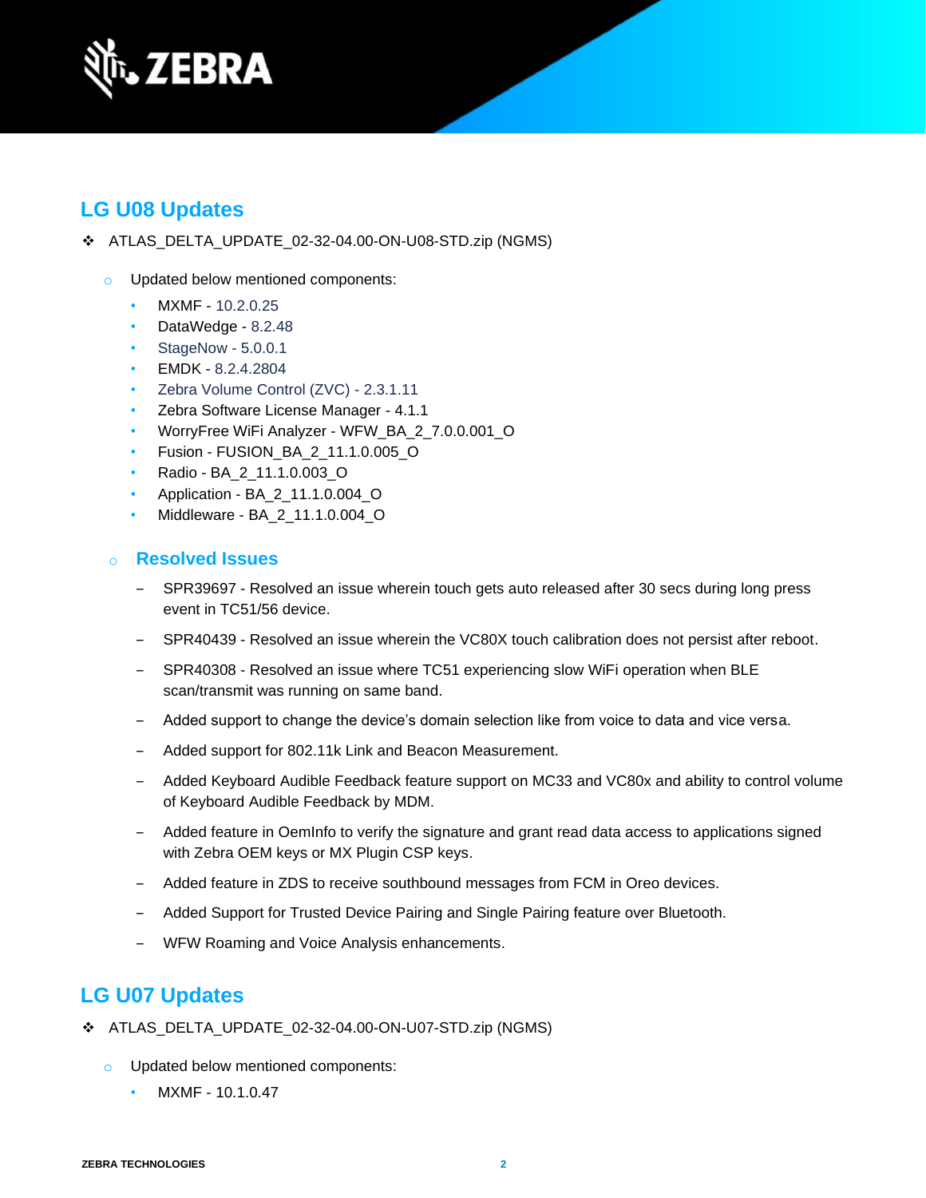## LG U08 Updates

- ATLAS_DELTA_UPDATE_02-32-04.00-ON-U08-STD.zip (NGMS)
  - Updated below mentioned components:
    - MXMF - 10.2.0.25
    - DataWedge - 8.2.48
    - StageNow - 5.0.0.1
    - EMDK - 8.2.4.2804
    - Zebra Volume Control (ZVC) - 2.3.1.11
    - Zebra Software License Manager - 4.1.1
    - WorryFree WiFi Analyzer - WFW_BA_2_7.0.0.001_O
    - Fusion - FUSION_BA_2_11.1.0.005_O
    - Radio - BA_2_11.1.0.003_O
    - Application - BA_2_11.1.0.004_O
    - Middleware - BA_2_11.1.0.004_O

  - ### Resolved Issues

    - SPR39697 - Resolved an issue wherein touch gets auto released after 30 secs during long press event in TC51/56 device.
    - SPR40439 - Resolved an issue wherein the VC80X touch calibration does not persist after reboot.
    - SPR40308 - Resolved an issue where TC51 experiencing slow WiFi operation when BLE scan/transmit was running on same band.
    - Added support to change the device's domain selection like from voice to data and vice versa.
    - Added support for 802.11k Link and Beacon Measurement.
    - Added Keyboard Audible Feedback feature support on MC33 and VC80x and ability to control volume of Keyboard Audible Feedback by MDM.
    - Added feature in OemInfo to verify the signature and grant read data access to applications signed with Zebra OEM keys or MX Plugin CSP keys.
    - Added feature in ZDS to receive southbound messages from FCM in Oreo devices.
    - Added Support for Trusted Device Pairing and Single Pairing feature over Bluetooth.
    - WFW Roaming and Voice Analysis enhancements.

## LG U07 Updates

- ATLAS_DELTA_UPDATE_02-32-04.00-ON-U07-STD.zip (NGMS)
  - Updated below mentioned components:
    - MXMF - 10.1.0.47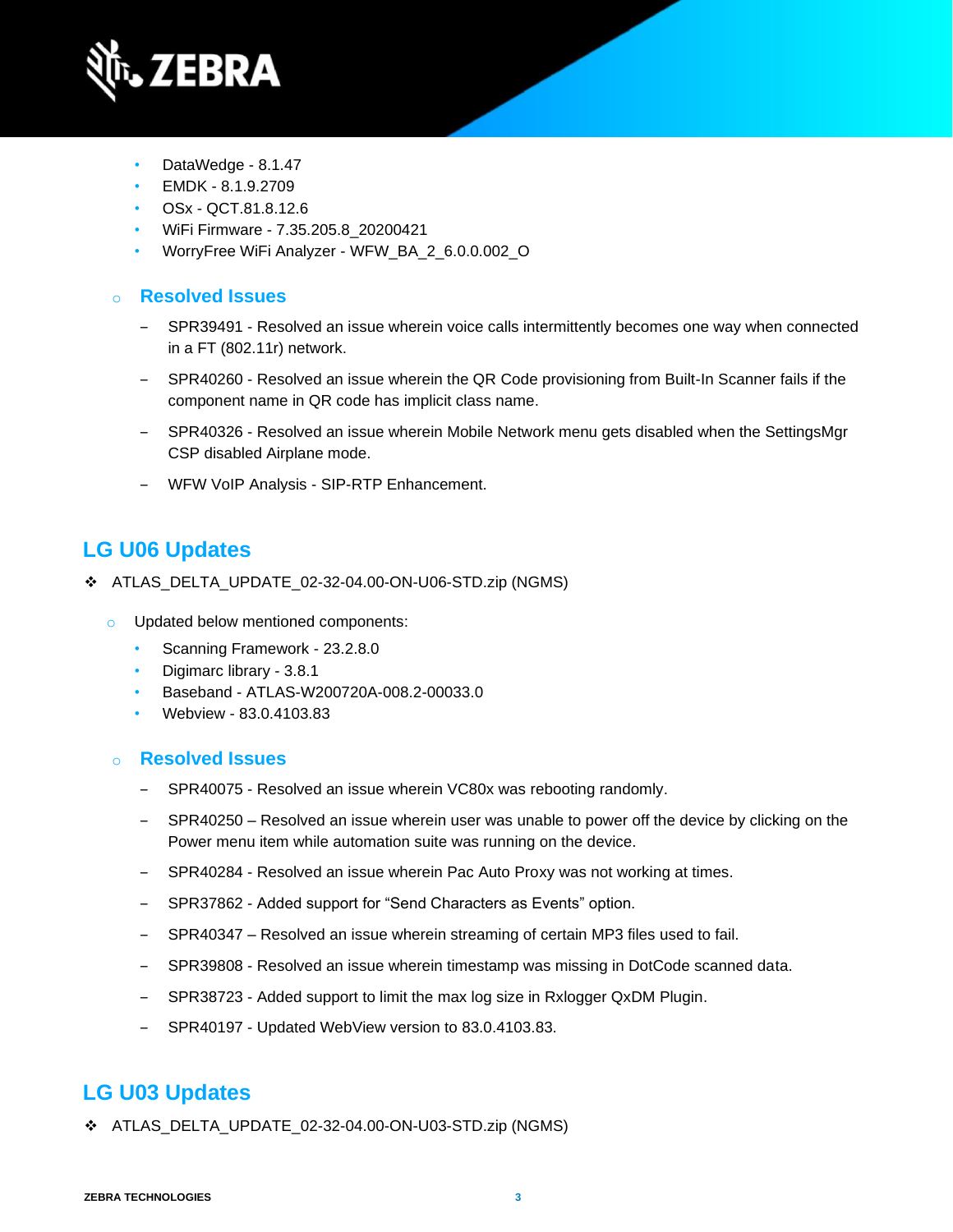- DataWedge - 8.1.47
- EMDK - 8.1.9.2709
- OSx - QCT.81.8.12.6
- WiFi Firmware - 7.35.205.8_20200421
- WorryFree WiFi Analyzer - WFW_BA_2_6.0.0.002_O

### Resolved Issues

- SPR39491 - Resolved an issue wherein voice calls intermittently becomes one way when connected in a FT (802.11r) network.
- SPR40260 - Resolved an issue wherein the QR Code provisioning from Built-In Scanner fails if the component name in QR code has implicit class name.
- SPR40326 - Resolved an issue wherein Mobile Network menu gets disabled when the SettingsMgr CSP disabled Airplane mode.
- WFW VoIP Analysis - SIP-RTP Enhancement.

## LG U06 Updates

- ATLAS_DELTA_UPDATE_02-32-04.00-ON-U06-STD.zip (NGMS)

  - Updated below mentioned components:
    - Scanning Framework - 23.2.8.0
    - Digimarc library - 3.8.1
    - Baseband - ATLAS-W200720A-008.2-00033.0
    - Webview - 83.0.4103.83

### Resolved Issues

- SPR40075 - Resolved an issue wherein VC80x was rebooting randomly.
- SPR40250 – Resolved an issue wherein user was unable to power off the device by clicking on the Power menu item while automation suite was running on the device.
- SPR40284 - Resolved an issue wherein Pac Auto Proxy was not working at times.
- SPR37862 - Added support for “Send Characters as Events” option.
- SPR40347 – Resolved an issue wherein streaming of certain MP3 files used to fail.
- SPR39808 - Resolved an issue wherein timestamp was missing in DotCode scanned data.
- SPR38723 - Added support to limit the max log size in Rxlogger QxDM Plugin.
- SPR40197 - Updated WebView version to 83.0.4103.83.

## LG U03 Updates

- ATLAS_DELTA_UPDATE_02-32-04.00-ON-U03-STD.zip (NGMS)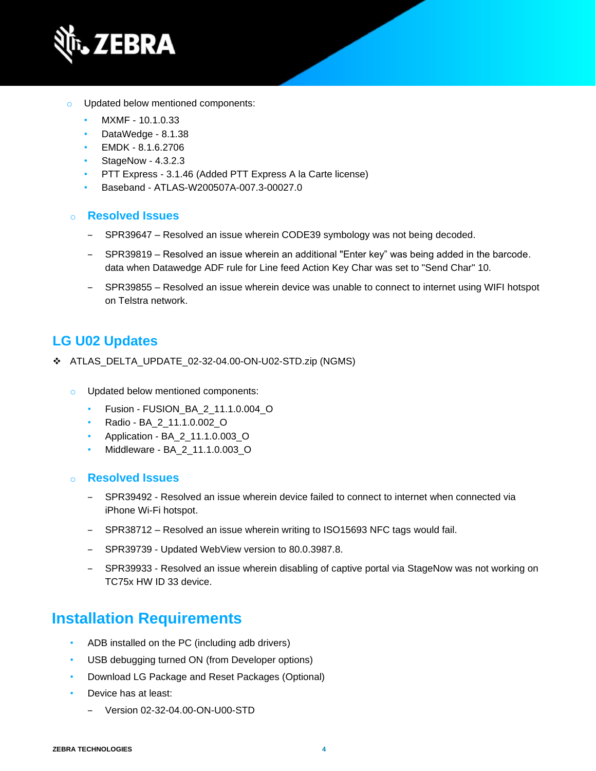- Updated below mentioned components:
  - MXMF - 10.1.0.33
  - DataWedge - 8.1.38
  - EMDK - 8.1.6.2706
  - StageNow - 4.3.2.3
  - PTT Express - 3.1.46 (Added PTT Express A la Carte license)
  - Baseband - ATLAS-W200507A-007.3-00027.0

- **Resolved Issues**
  - SPR39647 – Resolved an issue wherein CODE39 symbology was not being decoded.
  - SPR39819 – Resolved an issue wherein an additional "Enter key" was being added in the barcode. data when Datawedge ADF rule for Line feed Action Key Char was set to "Send Char" 10.
  - SPR39855 – Resolved an issue wherein device was unable to connect to internet using WIFI hotspot on Telstra network.

## LG U02 Updates

❖ ATLAS_DELTA_UPDATE_02-32-04.00-ON-U02-STD.zip (NGMS)

- Updated below mentioned components:
  - Fusion - FUSION_BA_2_11.1.0.004_O
  - Radio - BA_2_11.1.0.002_O
  - Application - BA_2_11.1.0.003_O
  - Middleware - BA_2_11.1.0.003_O

- **Resolved Issues**
  - SPR39492 - Resolved an issue wherein device failed to connect to internet when connected via iPhone Wi-Fi hotspot.
  - SPR38712 – Resolved an issue wherein writing to ISO15693 NFC tags would fail.
  - SPR39739 - Updated WebView version to 80.0.3987.8.
  - SPR39933 - Resolved an issue wherein disabling of captive portal via StageNow was not working on TC75x HW ID 33 device.

# Installation Requirements

- ADB installed on the PC (including adb drivers)
- USB debugging turned ON (from Developer options)
- Download LG Package and Reset Packages (Optional)
- Device has at least:
  - Version 02-32-04.00-ON-U00-STD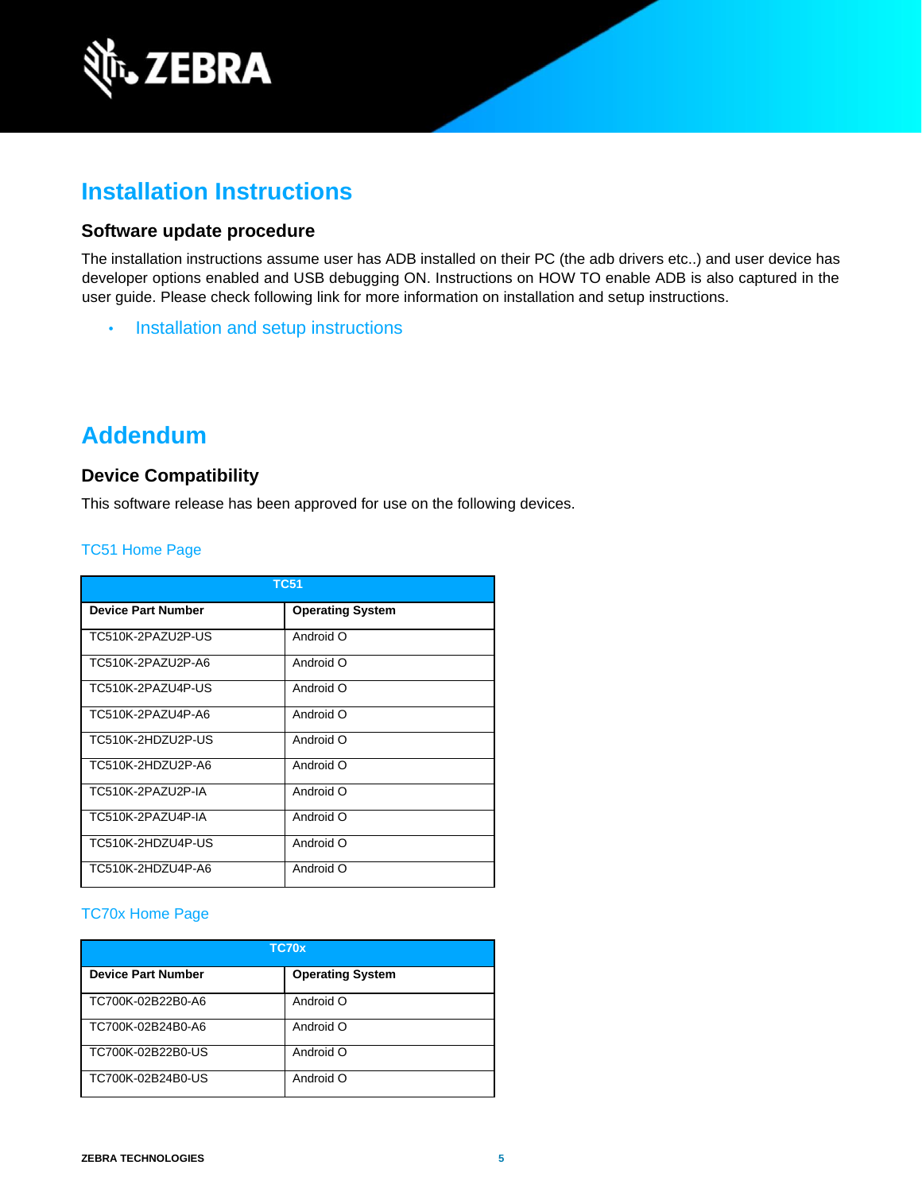# Installation Instructions

### Software update procedure

The installation instructions assume user has ADB installed on their PC (the adb drivers etc..) and user device has developer options enabled and USB debugging ON. Instructions on HOW TO enable ADB is also captured in the user guide. Please check following link for more information on installation and setup instructions.

- Installation and setup instructions

# Addendum

### Device Compatibility

This software release has been approved for use on the following devices.

TC51 Home Page

| TC51 | |
|---|---|
| **Device Part Number** | **Operating System** |
| TC510K-2PAZU2P-US | Android O |
| TC510K-2PAZU2P-A6 | Android O |
| TC510K-2PAZU4P-US | Android O |
| TC510K-2PAZU4P-A6 | Android O |
| TC510K-2HDZU2P-US | Android O |
| TC510K-2HDZU2P-A6 | Android O |
| TC510K-2PAZU2P-IA | Android O |
| TC510K-2PAZU4P-IA | Android O |
| TC510K-2HDZU4P-US | Android O |
| TC510K-2HDZU4P-A6 | Android O |

TC70x Home Page

| TC70x | |
|---|---|
| **Device Part Number** | **Operating System** |
| TC700K-02B22B0-A6 | Android O |
| TC700K-02B24B0-A6 | Android O |
| TC700K-02B22B0-US | Android O |
| TC700K-02B24B0-US | Android O |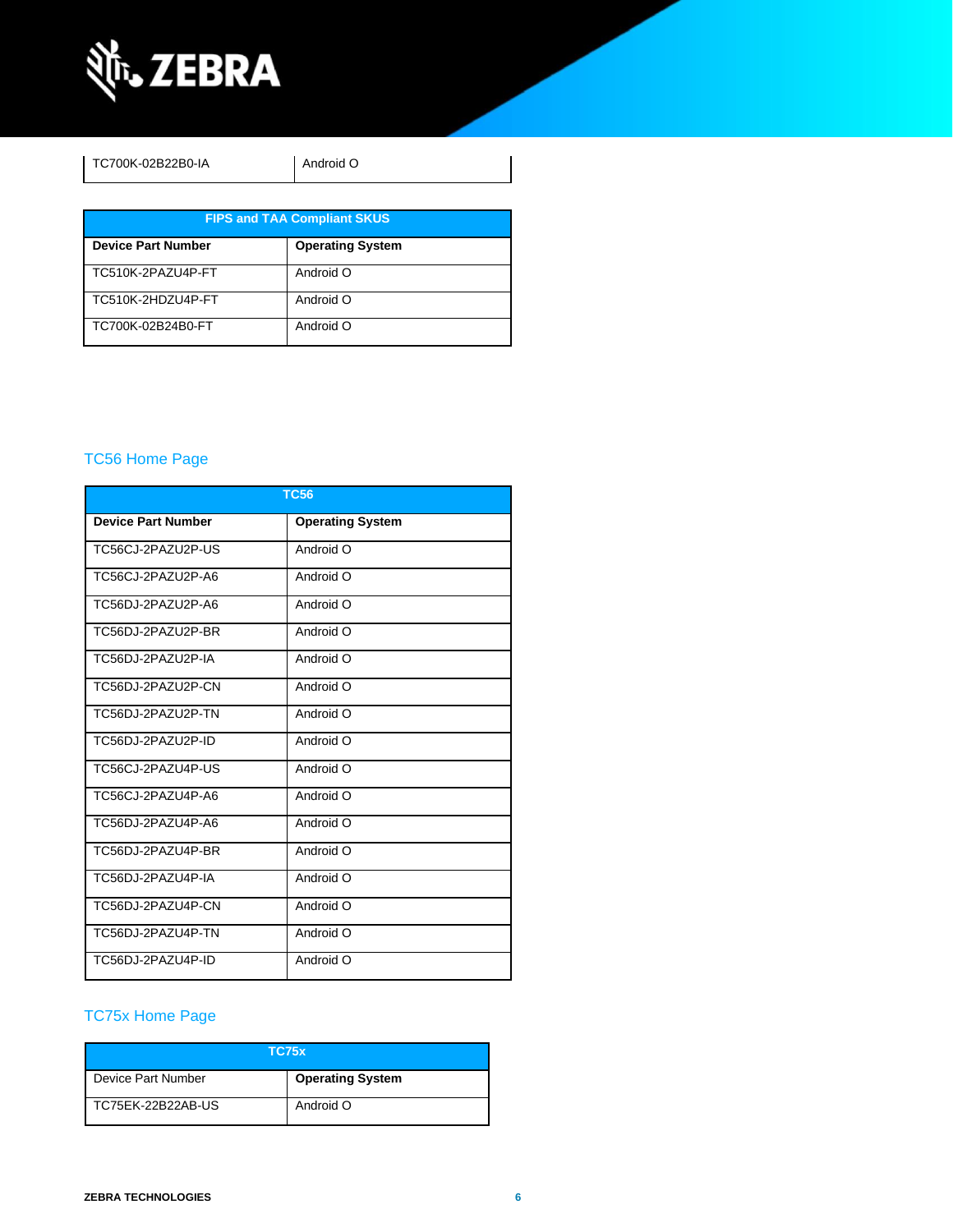| TC700K-02B22B0-IA | Android O |
| --- | --- |

| FIPS and TAA Compliant SKUS | |
| --- | --- |
| **Device Part Number** | **Operating System** |
| TC510K-2PAZU4P-FT | Android O |
| TC510K-2HDZU4P-FT | Android O |
| TC700K-02B24B0-FT | Android O |

## TC56 Home Page

| TC56 | |
| --- | --- |
| **Device Part Number** | **Operating System** |
| TC56CJ-2PAZU2P-US | Android O |
| TC56CJ-2PAZU2P-A6 | Android O |
| TC56DJ-2PAZU2P-A6 | Android O |
| TC56DJ-2PAZU2P-BR | Android O |
| TC56DJ-2PAZU2P-IA | Android O |
| TC56DJ-2PAZU2P-CN | Android O |
| TC56DJ-2PAZU2P-TN | Android O |
| TC56DJ-2PAZU2P-ID | Android O |
| TC56CJ-2PAZU4P-US | Android O |
| TC56CJ-2PAZU4P-A6 | Android O |
| TC56DJ-2PAZU4P-A6 | Android O |
| TC56DJ-2PAZU4P-BR | Android O |
| TC56DJ-2PAZU4P-IA | Android O |
| TC56DJ-2PAZU4P-CN | Android O |
| TC56DJ-2PAZU4P-TN | Android O |
| TC56DJ-2PAZU4P-ID | Android O |

## TC75x Home Page

| TC75x | |
| --- | --- |
| Device Part Number | **Operating System** |
| TC75EK-22B22AB-US | Android O |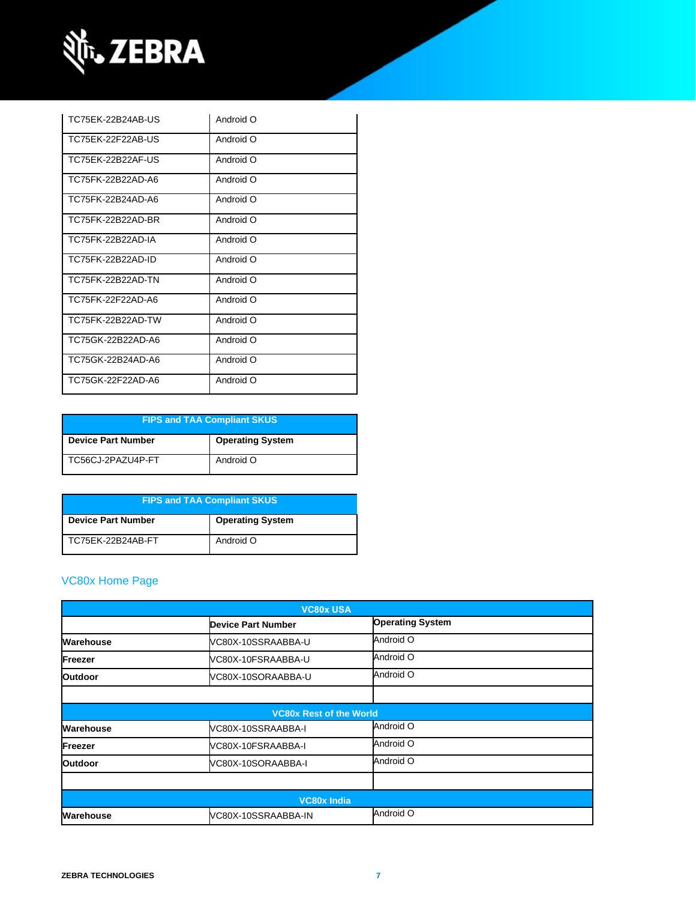| | |
|---|---|
| TC75EK-22B24AB-US | Android O |
| TC75EK-22F22AB-US | Android O |
| TC75EK-22B22AF-US | Android O |
| TC75FK-22B22AD-A6 | Android O |
| TC75FK-22B24AD-A6 | Android O |
| TC75FK-22B22AD-BR | Android O |
| TC75FK-22B22AD-IA | Android O |
| TC75FK-22B22AD-ID | Android O |
| TC75FK-22B22AD-TN | Android O |
| TC75FK-22F22AD-A6 | Android O |
| TC75FK-22B22AD-TW | Android O |
| TC75GK-22B22AD-A6 | Android O |
| TC75GK-22B24AD-A6 | Android O |
| TC75GK-22F22AD-A6 | Android O |

| FIPS and TAA Compliant SKUS | |
|---|---|
| **Device Part Number** | **Operating System** |
| TC56CJ-2PAZU4P-FT | Android O |

| FIPS and TAA Compliant SKUS | |
|---|---|
| **Device Part Number** | **Operating System** |
| TC75EK-22B24AB-FT | Android O |

## VC80x Home Page

| VC80x USA | | |
|---|---|---|
| | **Device Part Number** | **Operating System** |
| **Warehouse** | VC80X-10SSRAABBA-U | Android O |
| **Freezer** | VC80X-10FSRAABBA-U | Android O |
| **Outdoor** | VC80X-10SORAABBA-U | Android O |
| | | |
| **VC80x Rest of the World** | | |
| **Warehouse** | VC80X-10SSRAABBA-I | Android O |
| **Freezer** | VC80X-10FSRAABBA-I | Android O |
| **Outdoor** | VC80X-10SORAABBA-I | Android O |
| | | |
| **VC80x India** | | |
| **Warehouse** | VC80X-10SSRAABBA-IN | Android O |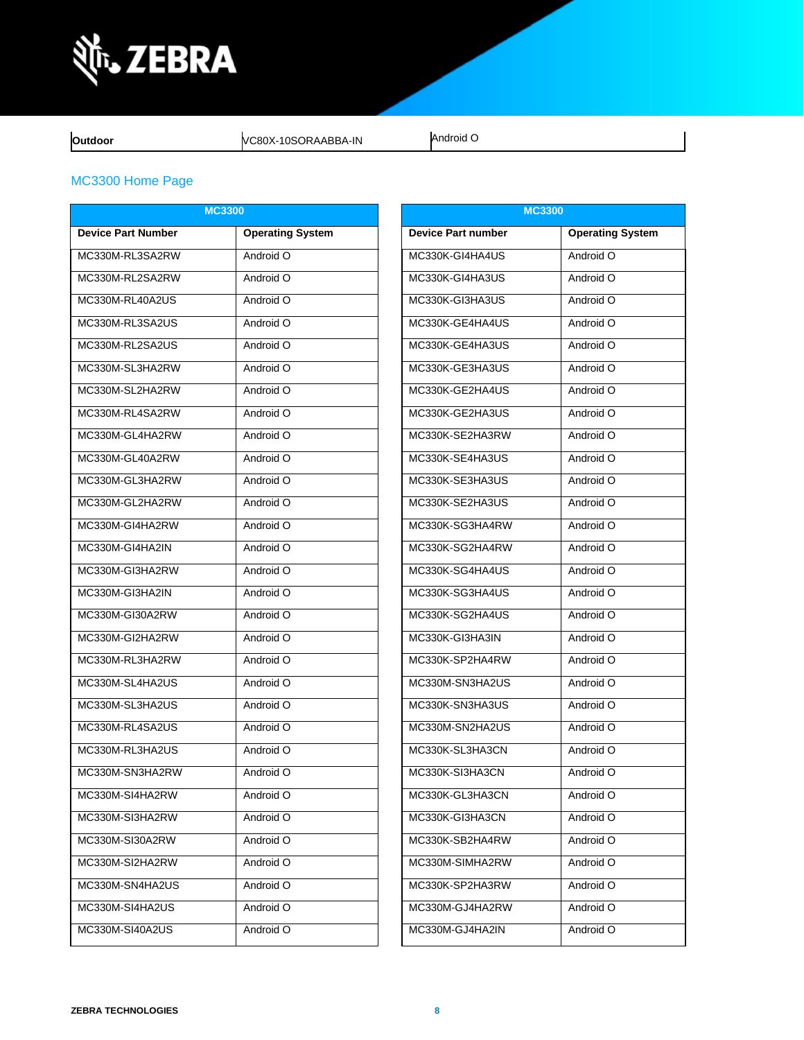| Outdoor | VC80X-10SORAABBA-IN | Android O |
|---|---|---|

## MC3300 Home Page

| MC3300 | |
|---|---|
| **Device Part Number** | **Operating System** |
| MC330M-RL3SA2RW | Android O |
| MC330M-RL2SA2RW | Android O |
| MC330M-RL40A2US | Android O |
| MC330M-RL3SA2US | Android O |
| MC330M-RL2SA2US | Android O |
| MC330M-SL3HA2RW | Android O |
| MC330M-SL2HA2RW | Android O |
| MC330M-RL4SA2RW | Android O |
| MC330M-GL4HA2RW | Android O |
| MC330M-GL40A2RW | Android O |
| MC330M-GL3HA2RW | Android O |
| MC330M-GL2HA2RW | Android O |
| MC330M-GI4HA2RW | Android O |
| MC330M-GI4HA2IN | Android O |
| MC330M-GI3HA2RW | Android O |
| MC330M-GI3HA2IN | Android O |
| MC330M-GI30A2RW | Android O |
| MC330M-GI2HA2RW | Android O |
| MC330M-RL3HA2RW | Android O |
| MC330M-SL4HA2US | Android O |
| MC330M-SL3HA2US | Android O |
| MC330M-RL4SA2US | Android O |
| MC330M-RL3HA2US | Android O |
| MC330M-SN3HA2RW | Android O |
| MC330M-SI4HA2RW | Android O |
| MC330M-SI3HA2RW | Android O |
| MC330M-SI30A2RW | Android O |
| MC330M-SI2HA2RW | Android O |
| MC330M-SN4HA2US | Android O |
| MC330M-SI4HA2US | Android O |
| MC330M-SI40A2US | Android O |

| MC3300 | |
|---|---|
| **Device Part number** | **Operating System** |
| MC330K-GI4HA4US | Android O |
| MC330K-GI4HA3US | Android O |
| MC330K-GI3HA3US | Android O |
| MC330K-GE4HA4US | Android O |
| MC330K-GE4HA3US | Android O |
| MC330K-GE3HA3US | Android O |
| MC330K-GE2HA4US | Android O |
| MC330K-GE2HA3US | Android O |
| MC330K-SE2HA3RW | Android O |
| MC330K-SE4HA3US | Android O |
| MC330K-SE3HA3US | Android O |
| MC330K-SE2HA3US | Android O |
| MC330K-SG3HA4RW | Android O |
| MC330K-SG2HA4RW | Android O |
| MC330K-SG4HA4US | Android O |
| MC330K-SG3HA4US | Android O |
| MC330K-SG2HA4US | Android O |
| MC330K-GI3HA3IN | Android O |
| MC330K-SP2HA4RW | Android O |
| MC330M-SN3HA2US | Android O |
| MC330K-SN3HA3US | Android O |
| MC330M-SN2HA2US | Android O |
| MC330K-SL3HA3CN | Android O |
| MC330K-SI3HA3CN | Android O |
| MC330K-GL3HA3CN | Android O |
| MC330K-GI3HA3CN | Android O |
| MC330K-SB2HA4RW | Android O |
| MC330M-SIMHA2RW | Android O |
| MC330K-SP2HA3RW | Android O |
| MC330M-GJ4HA2RW | Android O |
| MC330M-GJ4HA2IN | Android O |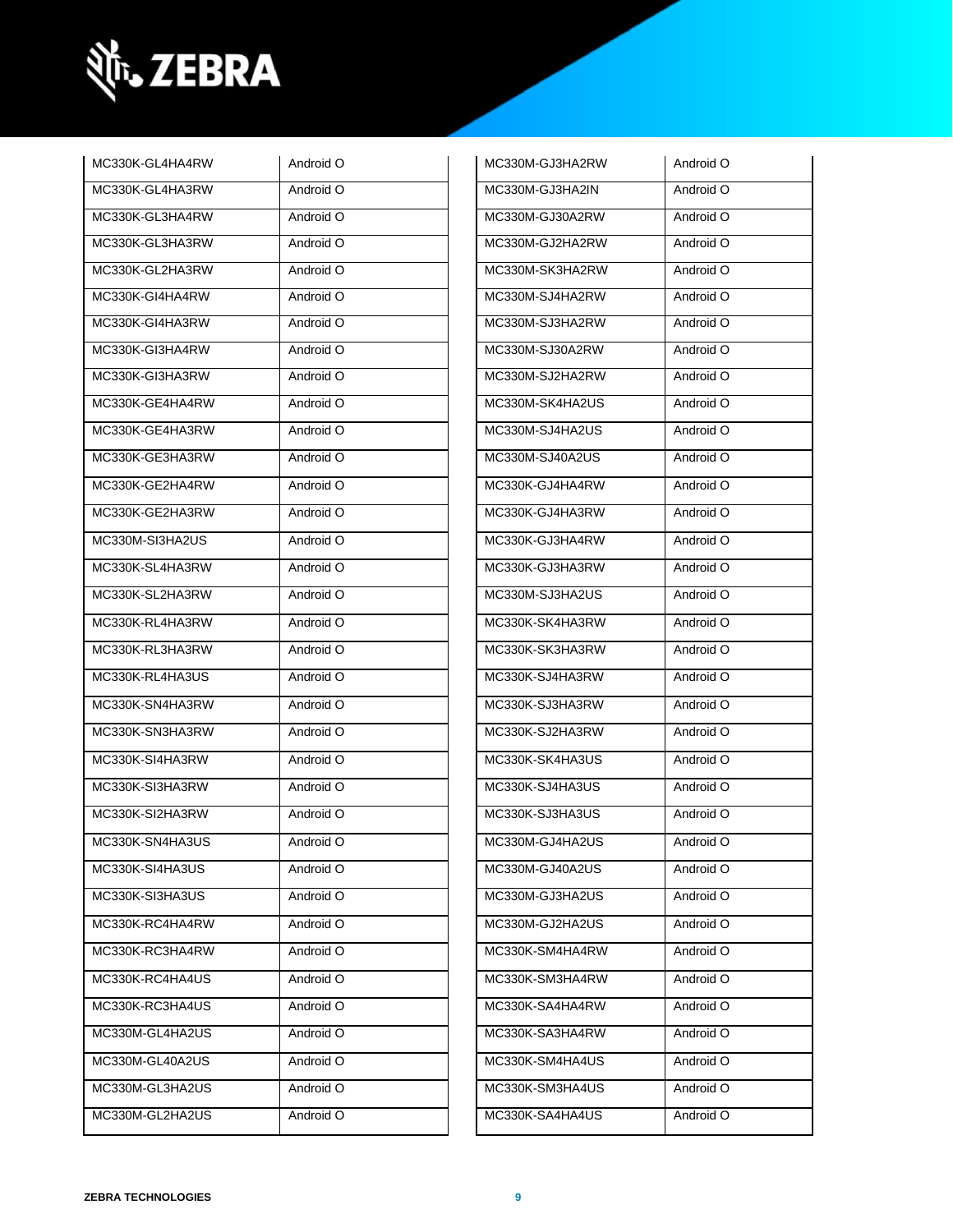| | |
|---|---|
| MC330K-GL4HA4RW | Android O |
| MC330K-GL4HA3RW | Android O |
| MC330K-GL3HA4RW | Android O |
| MC330K-GL3HA3RW | Android O |
| MC330K-GL2HA3RW | Android O |
| MC330K-GI4HA4RW | Android O |
| MC330K-GI4HA3RW | Android O |
| MC330K-GI3HA4RW | Android O |
| MC330K-GI3HA3RW | Android O |
| MC330K-GE4HA4RW | Android O |
| MC330K-GE4HA3RW | Android O |
| MC330K-GE3HA3RW | Android O |
| MC330K-GE2HA4RW | Android O |
| MC330K-GE2HA3RW | Android O |
| MC330M-SI3HA2US | Android O |
| MC330K-SL4HA3RW | Android O |
| MC330K-SL2HA3RW | Android O |
| MC330K-RL4HA3RW | Android O |
| MC330K-RL3HA3RW | Android O |
| MC330K-RL4HA3US | Android O |
| MC330K-SN4HA3RW | Android O |
| MC330K-SN3HA3RW | Android O |
| MC330K-SI4HA3RW | Android O |
| MC330K-SI3HA3RW | Android O |
| MC330K-SI2HA3RW | Android O |
| MC330K-SN4HA3US | Android O |
| MC330K-SI4HA3US | Android O |
| MC330K-SI3HA3US | Android O |
| MC330K-RC4HA4RW | Android O |
| MC330K-RC3HA4RW | Android O |
| MC330K-RC4HA4US | Android O |
| MC330K-RC3HA4US | Android O |
| MC330M-GL4HA2US | Android O |
| MC330M-GL40A2US | Android O |
| MC330M-GL3HA2US | Android O |
| MC330M-GL2HA2US | Android O |

| | |
|---|---|
| MC330M-GJ3HA2RW | Android O |
| MC330M-GJ3HA2IN | Android O |
| MC330M-GJ30A2RW | Android O |
| MC330M-GJ2HA2RW | Android O |
| MC330M-SK3HA2RW | Android O |
| MC330M-SJ4HA2RW | Android O |
| MC330M-SJ3HA2RW | Android O |
| MC330M-SJ30A2RW | Android O |
| MC330M-SJ2HA2RW | Android O |
| MC330M-SK4HA2US | Android O |
| MC330M-SJ4HA2US | Android O |
| MC330M-SJ40A2US | Android O |
| MC330K-GJ4HA4RW | Android O |
| MC330K-GJ4HA3RW | Android O |
| MC330K-GJ3HA4RW | Android O |
| MC330K-GJ3HA3RW | Android O |
| MC330M-SJ3HA2US | Android O |
| MC330K-SK4HA3RW | Android O |
| MC330K-SK3HA3RW | Android O |
| MC330K-SJ4HA3RW | Android O |
| MC330K-SJ3HA3RW | Android O |
| MC330K-SJ2HA3RW | Android O |
| MC330K-SK4HA3US | Android O |
| MC330K-SJ4HA3US | Android O |
| MC330K-SJ3HA3US | Android O |
| MC330M-GJ4HA2US | Android O |
| MC330M-GJ40A2US | Android O |
| MC330M-GJ3HA2US | Android O |
| MC330M-GJ2HA2US | Android O |
| MC330K-SM4HA4RW | Android O |
| MC330K-SM3HA4RW | Android O |
| MC330K-SA4HA4RW | Android O |
| MC330K-SA3HA4RW | Android O |
| MC330K-SM4HA4US | Android O |
| MC330K-SM3HA4US | Android O |
| MC330K-SA4HA4US | Android O |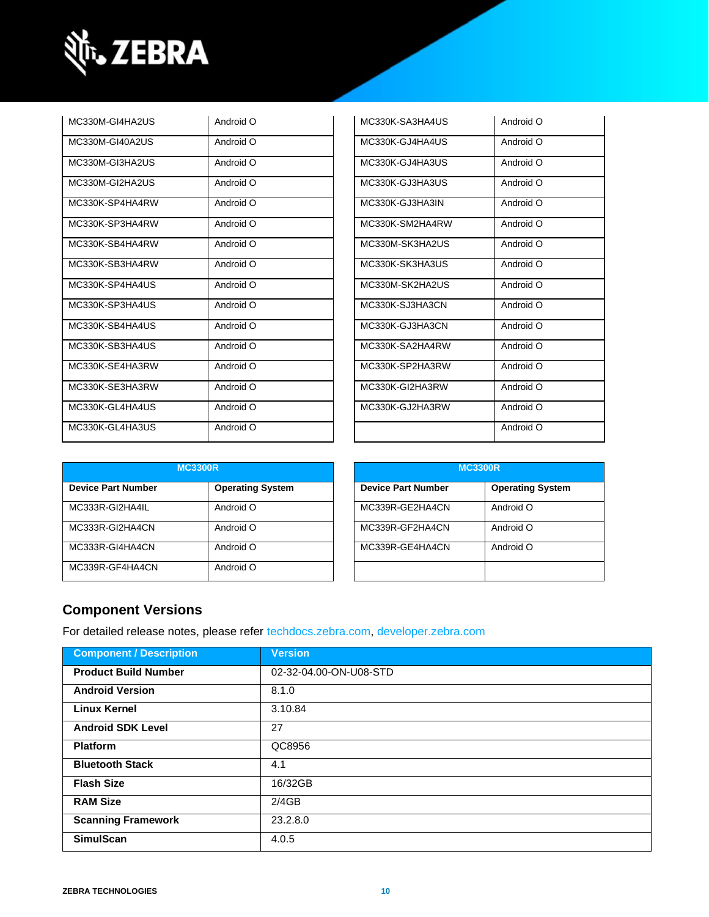| | |
|---|---|
| MC330M-GI4HA2US | Android O |
| MC330M-GI40A2US | Android O |
| MC330M-GI3HA2US | Android O |
| MC330M-GI2HA2US | Android O |
| MC330K-SP4HA4RW | Android O |
| MC330K-SP3HA4RW | Android O |
| MC330K-SB4HA4RW | Android O |
| MC330K-SB3HA4RW | Android O |
| MC330K-SP4HA4US | Android O |
| MC330K-SP3HA4US | Android O |
| MC330K-SB4HA4US | Android O |
| MC330K-SB3HA4US | Android O |
| MC330K-SE4HA3RW | Android O |
| MC330K-SE3HA3RW | Android O |
| MC330K-GL4HA4US | Android O |
| MC330K-GL4HA3US | Android O |

| | |
|---|---|
| MC330K-SA3HA4US | Android O |
| MC330K-GJ4HA4US | Android O |
| MC330K-GJ4HA3US | Android O |
| MC330K-GJ3HA3US | Android O |
| MC330K-GJ3HA3IN | Android O |
| MC330K-SM2HA4RW | Android O |
| MC330M-SK3HA2US | Android O |
| MC330K-SK3HA3US | Android O |
| MC330M-SK2HA2US | Android O |
| MC330K-SJ3HA3CN | Android O |
| MC330K-GJ3HA3CN | Android O |
| MC330K-SA2HA4RW | Android O |
| MC330K-SP2HA3RW | Android O |
| MC330K-GI2HA3RW | Android O |
| MC330K-GJ2HA3RW | Android O |
| | Android O |

| MC3300R | |
|---|---|
| **Device Part Number** | **Operating System** |
| MC333R-GI2HA4IL | Android O |
| MC333R-GI2HA4CN | Android O |
| MC333R-GI4HA4CN | Android O |
| MC339R-GF4HA4CN | Android O |

| MC3300R | |
|---|---|
| **Device Part Number** | **Operating System** |
| MC339R-GE2HA4CN | Android O |
| MC339R-GF2HA4CN | Android O |
| MC339R-GE4HA4CN | Android O |
| | |

## Component Versions

For detailed release notes, please refer techdocs.zebra.com, developer.zebra.com

| Component / Description | Version |
|---|---|
| **Product Build Number** | 02-32-04.00-ON-U08-STD |
| **Android Version** | 8.1.0 |
| **Linux Kernel** | 3.10.84 |
| **Android SDK Level** | 27 |
| **Platform** | QC8956 |
| **Bluetooth Stack** | 4.1 |
| **Flash Size** | 16/32GB |
| **RAM Size** | 2/4GB |
| **Scanning Framework** | 23.2.8.0 |
| **SimulScan** | 4.0.5 |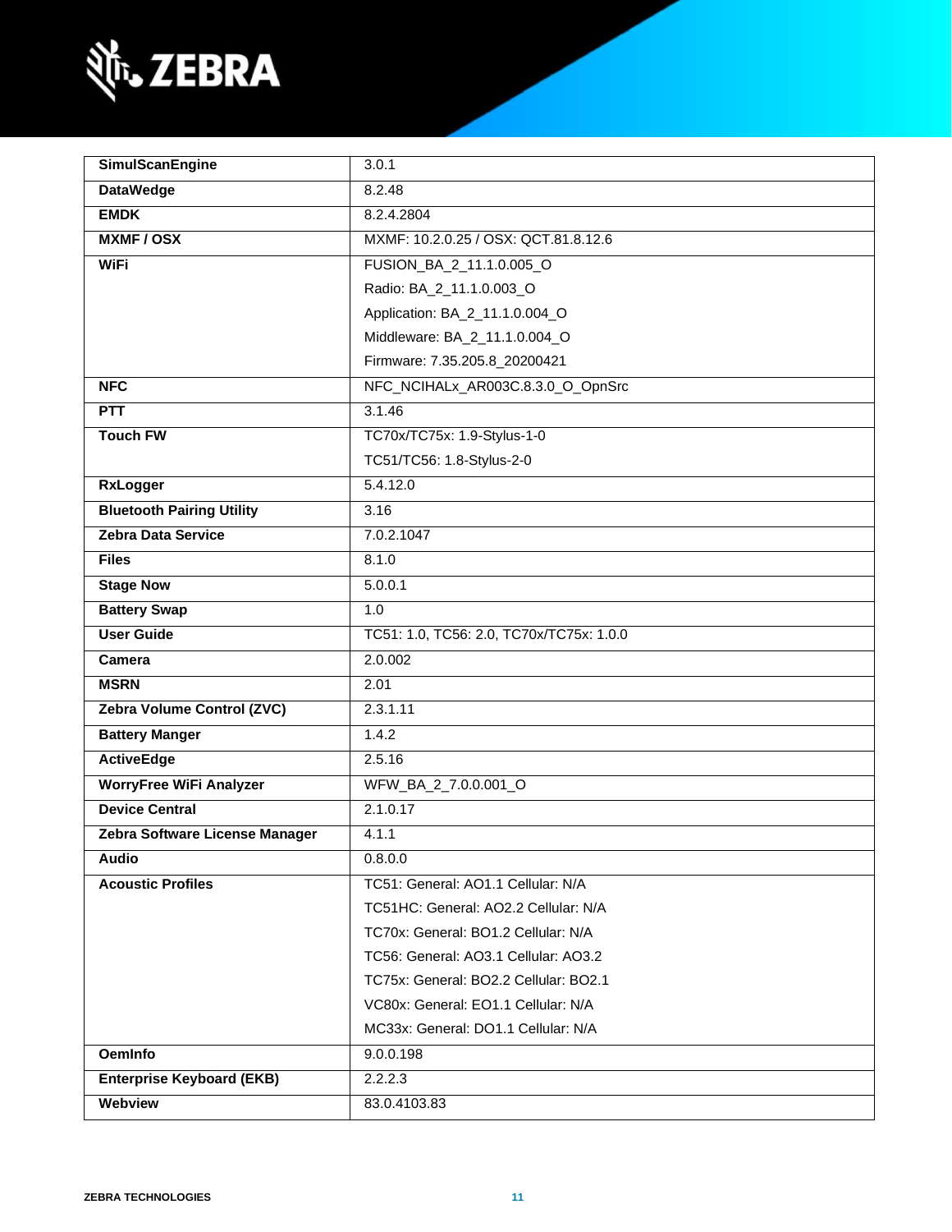| SimulScanEngine | 3.0.1 |
|---|---|
| DataWedge | 8.2.48 |
| EMDK | 8.2.4.2804 |
| MXMF / OSX | MXMF: 10.2.0.25 / OSX: QCT.81.8.12.6 |
| WiFi | FUSION_BA_2_11.1.0.005_O<br>Radio: BA_2_11.1.0.003_O<br>Application: BA_2_11.1.0.004_O<br>Middleware: BA_2_11.1.0.004_O<br>Firmware: 7.35.205.8_20200421 |
| NFC | NFC_NCIHALx_AR003C.8.3.0_O_OpnSrc |
| PTT | 3.1.46 |
| Touch FW | TC70x/TC75x: 1.9-Stylus-1-0<br>TC51/TC56: 1.8-Stylus-2-0 |
| RxLogger | 5.4.12.0 |
| Bluetooth Pairing Utility | 3.16 |
| Zebra Data Service | 7.0.2.1047 |
| Files | 8.1.0 |
| Stage Now | 5.0.0.1 |
| Battery Swap | 1.0 |
| User Guide | TC51: 1.0, TC56: 2.0, TC70x/TC75x: 1.0.0 |
| Camera | 2.0.002 |
| MSRN | 2.01 |
| Zebra Volume Control (ZVC) | 2.3.1.11 |
| Battery Manger | 1.4.2 |
| ActiveEdge | 2.5.16 |
| WorryFree WiFi Analyzer | WFW_BA_2_7.0.0.001_O |
| Device Central | 2.1.0.17 |
| Zebra Software License Manager | 4.1.1 |
| Audio | 0.8.0.0 |
| Acoustic Profiles | TC51: General: AO1.1 Cellular: N/A<br>TC51HC: General: AO2.2 Cellular: N/A<br>TC70x: General: BO1.2 Cellular: N/A<br>TC56: General: AO3.1 Cellular: AO3.2<br>TC75x: General: BO2.2 Cellular: BO2.1<br>VC80x: General: EO1.1 Cellular: N/A<br>MC33x: General: DO1.1 Cellular: N/A |
| OemInfo | 9.0.0.198 |
| Enterprise Keyboard (EKB) | 2.2.2.3 |
| Webview | 83.0.4103.83 |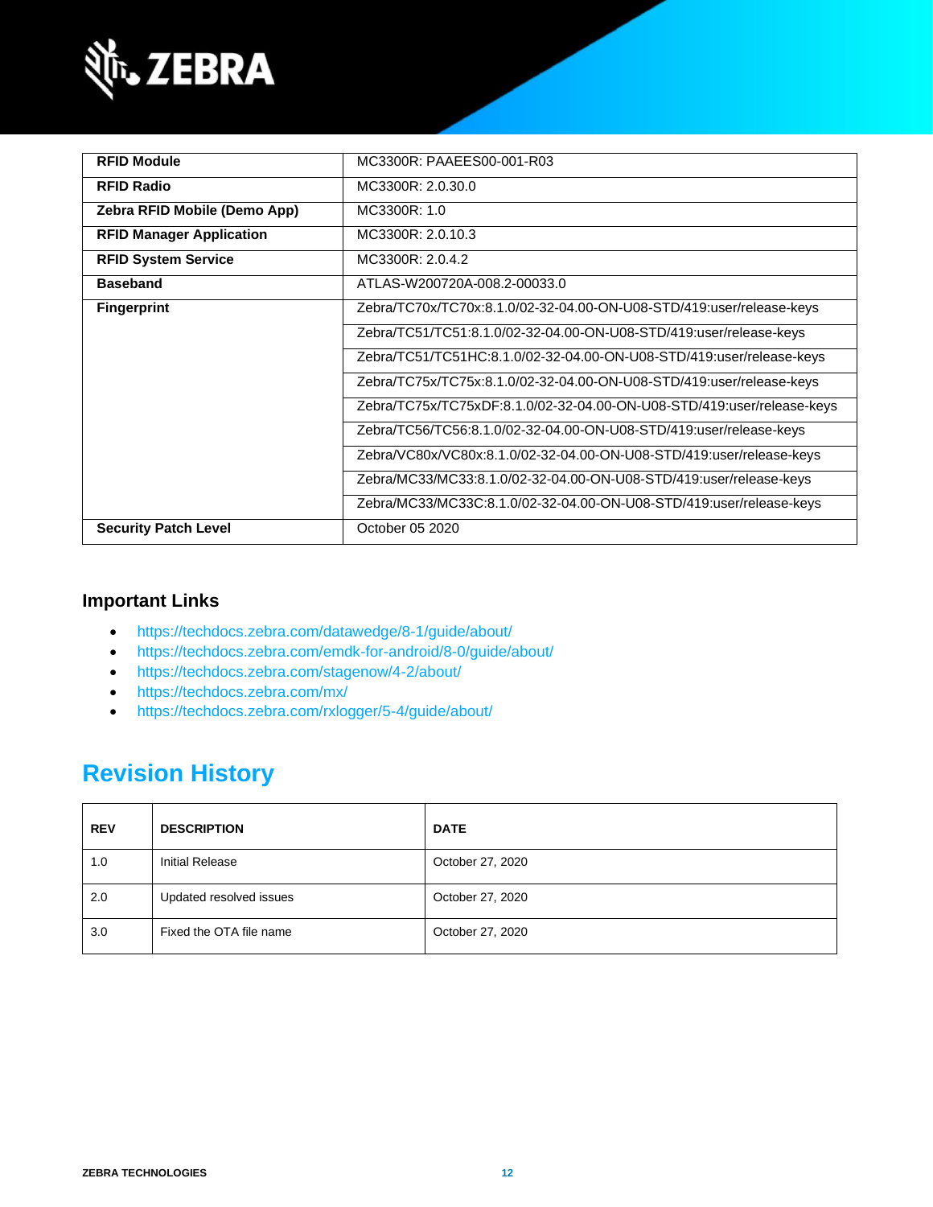| | |
|---|---|
| **RFID Module** | MC3300R: PAAEES00-001-R03 |
| **RFID Radio** | MC3300R: 2.0.30.0 |
| **Zebra RFID Mobile (Demo App)** | MC3300R: 1.0 |
| **RFID Manager Application** | MC3300R: 2.0.10.3 |
| **RFID System Service** | MC3300R: 2.0.4.2 |
| **Baseband** | ATLAS-W200720A-008.2-00033.0 |
| **Fingerprint** | Zebra/TC70x/TC70x:8.1.0/02-32-04.00-ON-U08-STD/419:user/release-keys |
| | Zebra/TC51/TC51:8.1.0/02-32-04.00-ON-U08-STD/419:user/release-keys |
| | Zebra/TC51/TC51HC:8.1.0/02-32-04.00-ON-U08-STD/419:user/release-keys |
| | Zebra/TC75x/TC75x:8.1.0/02-32-04.00-ON-U08-STD/419:user/release-keys |
| | Zebra/TC75x/TC75xDF:8.1.0/02-32-04.00-ON-U08-STD/419:user/release-keys |
| | Zebra/TC56/TC56:8.1.0/02-32-04.00-ON-U08-STD/419:user/release-keys |
| | Zebra/VC80x/VC80x:8.1.0/02-32-04.00-ON-U08-STD/419:user/release-keys |
| | Zebra/MC33/MC33:8.1.0/02-32-04.00-ON-U08-STD/419:user/release-keys |
| | Zebra/MC33/MC33C:8.1.0/02-32-04.00-ON-U08-STD/419:user/release-keys |
| **Security Patch Level** | October 05 2020 |

### Important Links

- https://techdocs.zebra.com/datawedge/8-1/guide/about/
- https://techdocs.zebra.com/emdk-for-android/8-0/guide/about/
- https://techdocs.zebra.com/stagenow/4-2/about/
- https://techdocs.zebra.com/mx/
- https://techdocs.zebra.com/rxlogger/5-4/guide/about/

## Revision History

| REV | DESCRIPTION | DATE |
|---|---|---|
| 1.0 | Initial Release | October 27, 2020 |
| 2.0 | Updated resolved issues | October 27, 2020 |
| 3.0 | Fixed the OTA file name | October 27, 2020 |